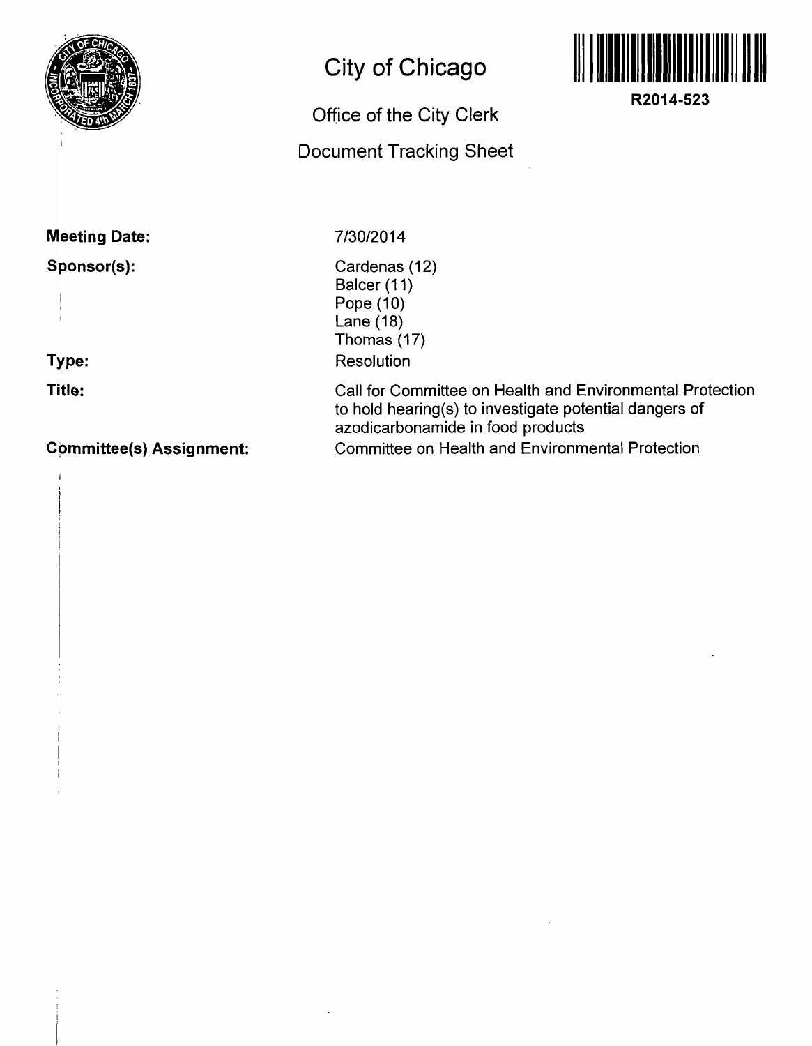# City of Chicago

## Office of the City Clerk

## Document Tracking Sheet

**R2014-523**

**Meeting Date:** 7/30/2014

**Sponsor(s):**
Cardenas (12)
Balcer (11)
Pope (10)
Lane (18)
Thomas (17)

**Type:** Resolution

**Title:** Call for Committee on Health and Environmental Protection to hold hearing(s) to investigate potential dangers of azodicarbonamide in food products

**Committee(s) Assignment:** Committee on Health and Environmental Protection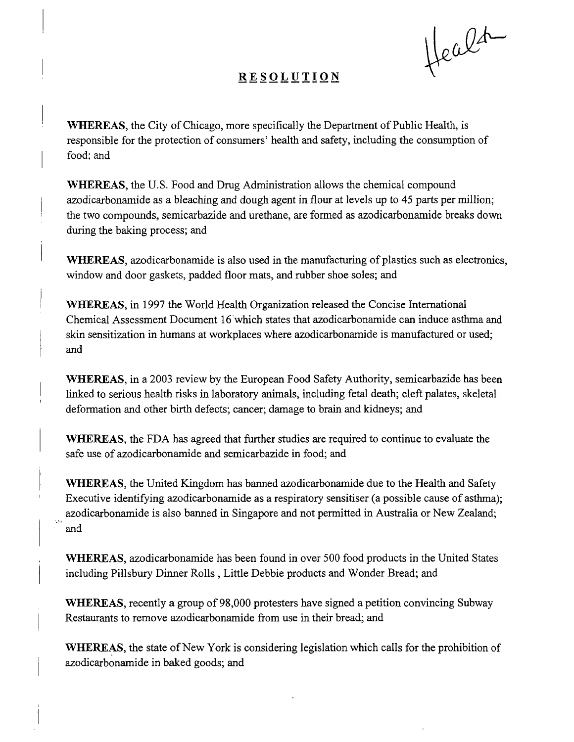Health

# RESOLUTION

**WHEREAS**, the City of Chicago, more specifically the Department of Public Health, is responsible for the protection of consumers' health and safety, including the consumption of food; and

**WHEREAS**, the U.S. Food and Drug Administration allows the chemical compound azodicarbonamide as a bleaching and dough agent in flour at levels up to 45 parts per million; the two compounds, semicarbazide and urethane, are formed as azodicarbonamide breaks down during the baking process; and

**WHEREAS**, azodicarbonamide is also used in the manufacturing of plastics such as electronics, window and door gaskets, padded floor mats, and rubber shoe soles; and

**WHEREAS**, in 1997 the World Health Organization released the Concise International Chemical Assessment Document 16 which states that azodicarbonamide can induce asthma and skin sensitization in humans at workplaces where azodicarbonamide is manufactured or used; and

**WHEREAS**, in a 2003 review by the European Food Safety Authority, semicarbazide has been linked to serious health risks in laboratory animals, including fetal death; cleft palates, skeletal deformation and other birth defects; cancer; damage to brain and kidneys; and

**WHEREAS**, the FDA has agreed that further studies are required to continue to evaluate the safe use of azodicarbonamide and semicarbazide in food; and

**WHEREAS**, the United Kingdom has banned azodicarbonamide due to the Health and Safety Executive identifying azodicarbonamide as a respiratory sensitiser (a possible cause of asthma); azodicarbonamide is also banned in Singapore and not permitted in Australia or New Zealand; and

**WHEREAS**, azodicarbonamide has been found in over 500 food products in the United States including Pillsbury Dinner Rolls , Little Debbie products and Wonder Bread; and

**WHEREAS**, recently a group of 98,000 protesters have signed a petition convincing Subway Restaurants to remove azodicarbonamide from use in their bread; and

**WHEREAS**, the state of New York is considering legislation which calls for the prohibition of azodicarbonamide in baked goods; and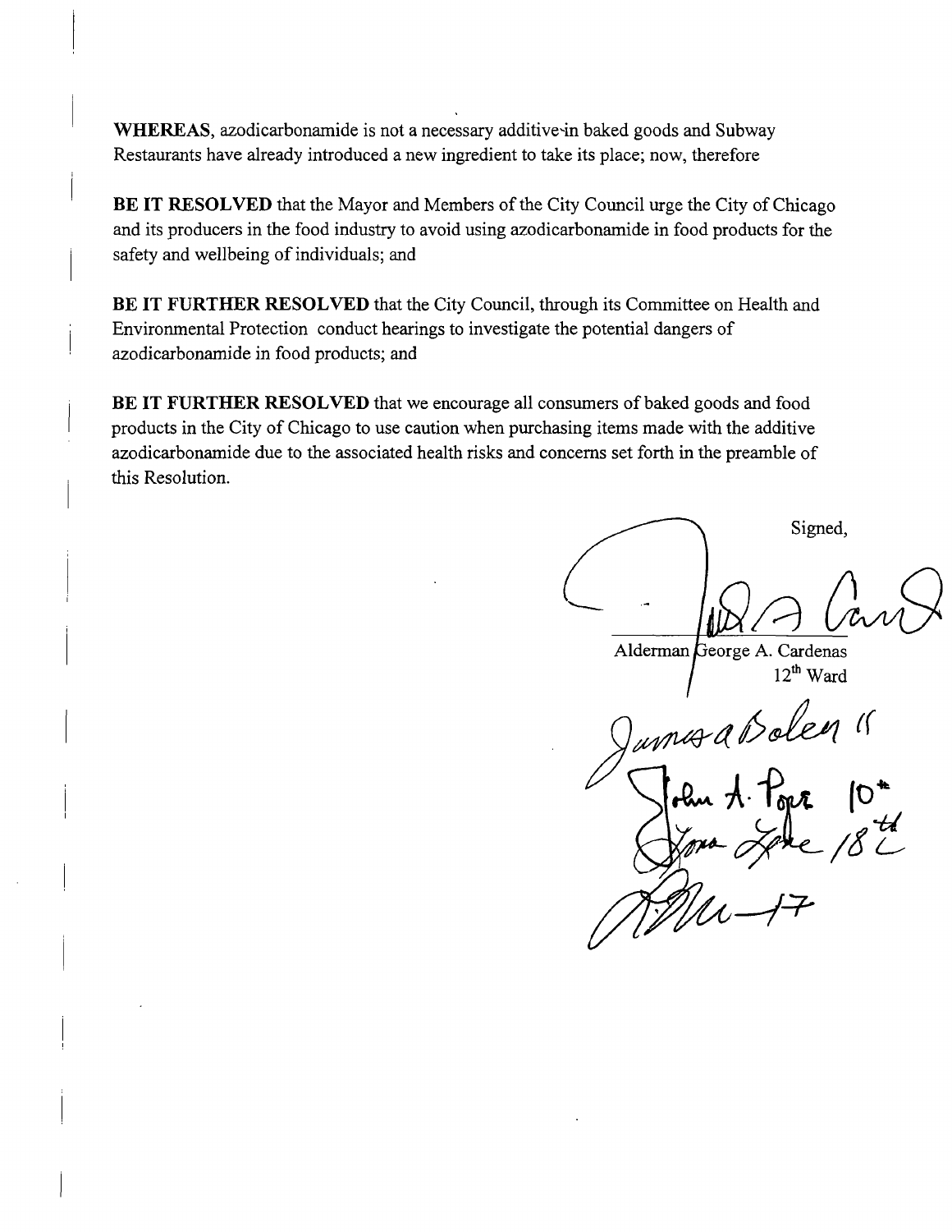**WHEREAS**, azodicarbonamide is not a necessary additive in baked goods and Subway Restaurants have already introduced a new ingredient to take its place; now, therefore

**BE IT RESOLVED** that the Mayor and Members of the City Council urge the City of Chicago and its producers in the food industry to avoid using azodicarbonamide in food products for the safety and wellbeing of individuals; and

**BE IT FURTHER RESOLVED** that the City Council, through its Committee on Health and Environmental Protection conduct hearings to investigate the potential dangers of azodicarbonamide in food products; and

**BE IT FURTHER RESOLVED** that we encourage all consumers of baked goods and food products in the City of Chicago to use caution when purchasing items made with the additive azodicarbonamide due to the associated health risks and concerns set forth in the preamble of this Resolution.

Signed,

Alderman George A. Cardenas
12th Ward

James A Balcer 11
John A. Pope 10th
Lona Lane 18th
17